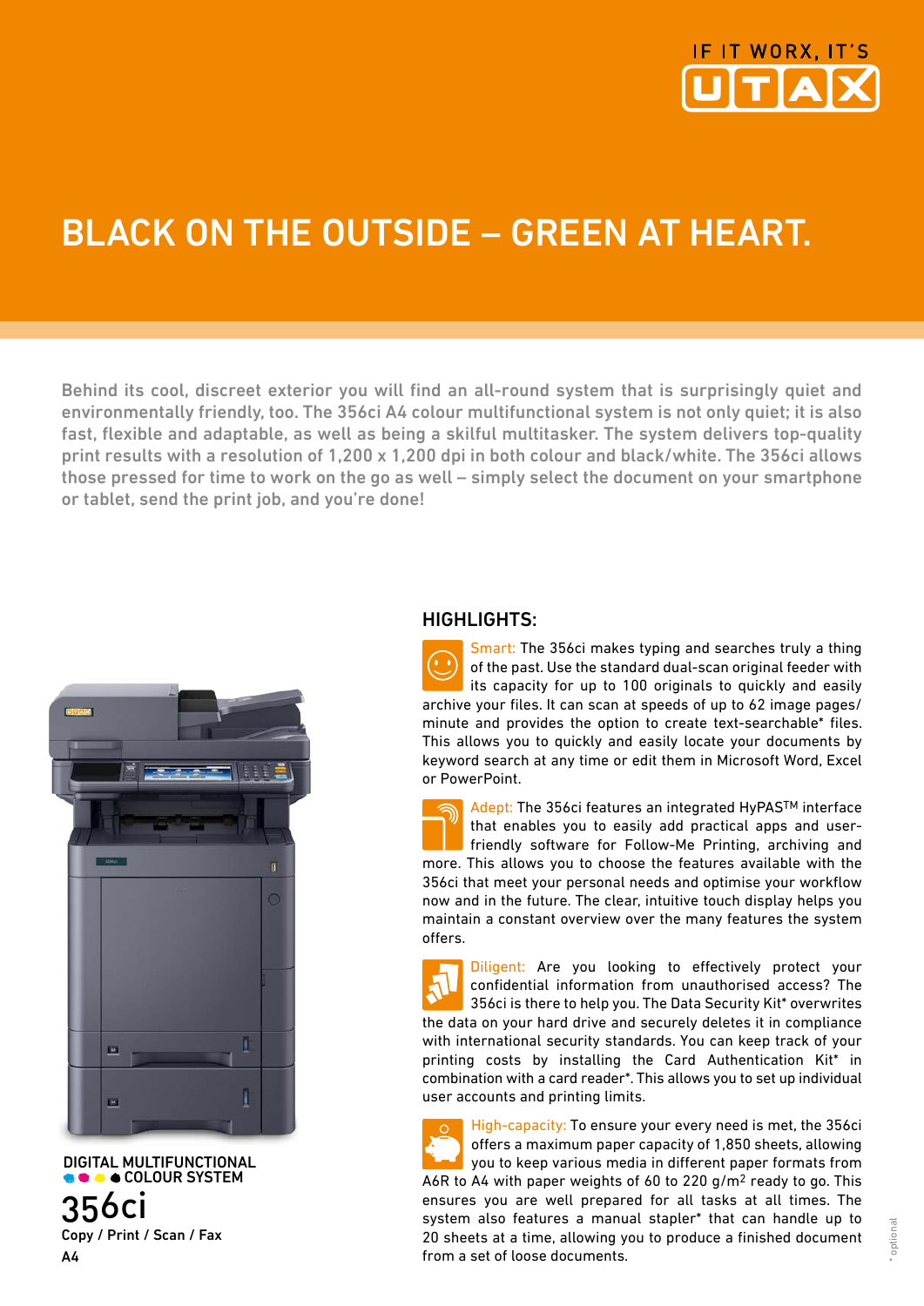IF IT WORX, IT'S UTAX

# BLACK ON THE OUTSIDE – GREEN AT HEART.

Behind its cool, discreet exterior you will find an all-round system that is surprisingly quiet and environmentally friendly, too. The 356ci A4 colour multifunctional system is not only quiet; it is also fast, flexible and adaptable, as well as being a skilful multitasker. The system delivers top-quality print results with a resolution of 1,200 x 1,200 dpi in both colour and black/white. The 356ci allows those pressed for time to work on the go as well – simply select the document on your smartphone or tablet, send the print job, and you're done!

DIGITAL MULTIFUNCTIONAL COLOUR SYSTEM

# 356ci

Copy / Print / Scan / Fax

A4

## HIGHLIGHTS:

Smart: The 356ci makes typing and searches truly a thing of the past. Use the standard dual-scan original feeder with its capacity for up to 100 originals to quickly and easily archive your files. It can scan at speeds of up to 62 image pages/minute and provides the option to create text-searchable* files. This allows you to quickly and easily locate your documents by keyword search at any time or edit them in Microsoft Word, Excel or PowerPoint.

Adept: The 356ci features an integrated HyPAS™ interface that enables you to easily add practical apps and user-friendly software for Follow-Me Printing, archiving and more. This allows you to choose the features available with the 356ci that meet your personal needs and optimise your workflow now and in the future. The clear, intuitive touch display helps you maintain a constant overview over the many features the system offers.

Diligent: Are you looking to effectively protect your confidential information from unauthorised access? The 356ci is there to help you. The Data Security Kit* overwrites the data on your hard drive and securely deletes it in compliance with international security standards. You can keep track of your printing costs by installing the Card Authentication Kit* in combination with a card reader*. This allows you to set up individual user accounts and printing limits.

High-capacity: To ensure your every need is met, the 356ci offers a maximum paper capacity of 1,850 sheets, allowing you to keep various media in different paper formats from A6R to A4 with paper weights of 60 to 220 g/m² ready to go. This ensures you are well prepared for all tasks at all times. The system also features a manual stapler* that can handle up to 20 sheets at a time, allowing you to produce a finished document from a set of loose documents.

\* optional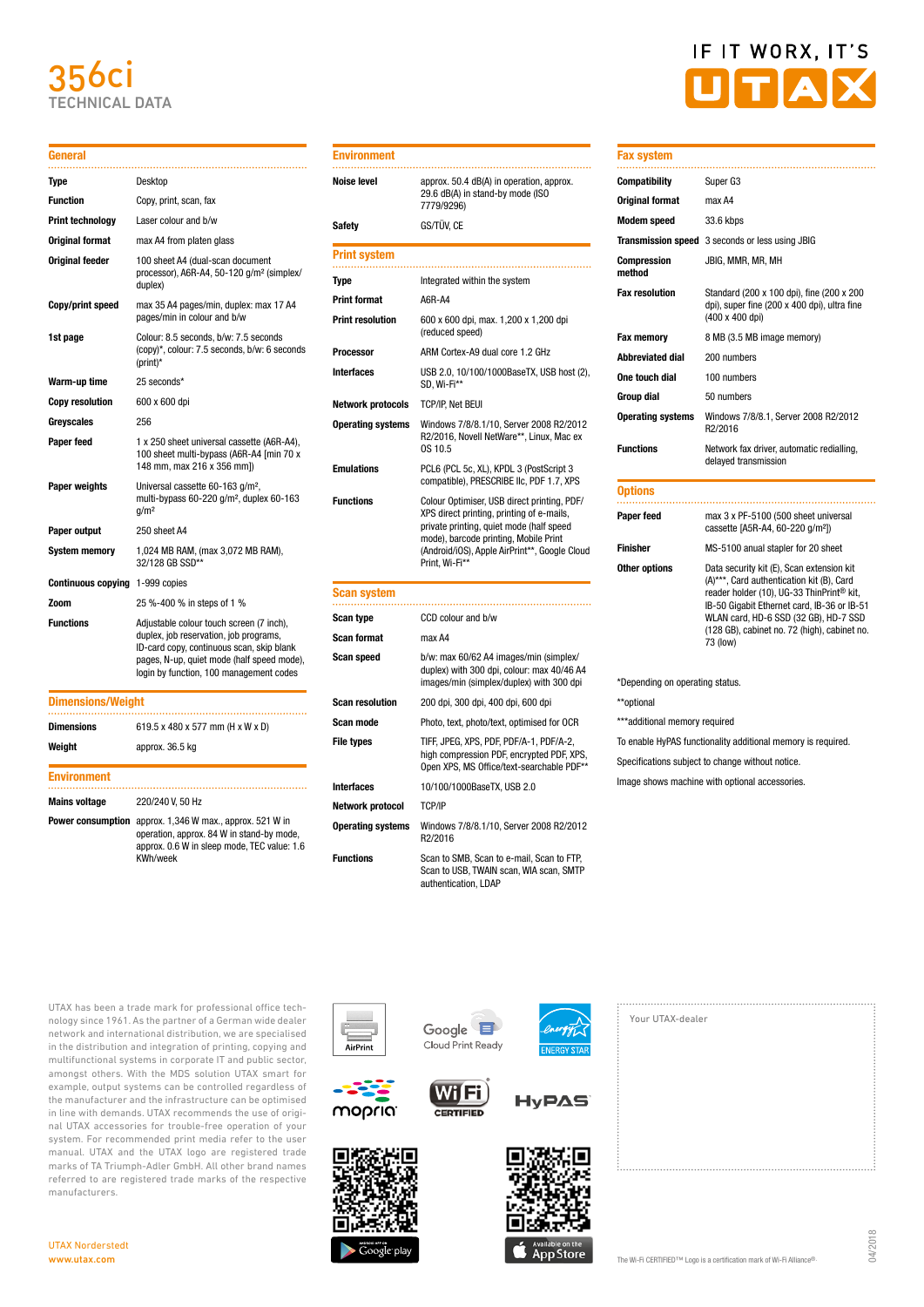# 356ci

TECHNICAL DATA

IF IT WORX, IT'S UTAX

## General

| | |
|---|---|
| **Type** | Desktop |
| **Function** | Copy, print, scan, fax |
| **Print technology** | Laser colour and b/w |
| **Original format** | max A4 from platen glass |
| **Original feeder** | 100 sheet A4 (dual-scan document processor), A6R-A4, 50-120 g/m² (simplex/duplex) |
| **Copy/print speed** | max 35 A4 pages/min, duplex: max 17 A4 pages/min in colour and b/w |
| **1st page** | Colour: 8.5 seconds, b/w: 7.5 seconds (copy)*, colour: 7.5 seconds, b/w: 6 seconds (print)* |
| **Warm-up time** | 25 seconds* |
| **Copy resolution** | 600 x 600 dpi |
| **Greyscales** | 256 |
| **Paper feed** | 1 x 250 sheet universal cassette (A6R-A4), 100 sheet multi-bypass (A6R-A4 [min 70 x 148 mm, max 216 x 356 mm]) |
| **Paper weights** | Universal cassette 60-163 g/m², multi-bypass 60-220 g/m², duplex 60-163 g/m² |
| **Paper output** | 250 sheet A4 |
| **System memory** | 1,024 MB RAM, (max 3,072 MB RAM), 32/128 GB SSD** |
| **Continuous copying** | 1-999 copies |
| **Zoom** | 25 %-400 % in steps of 1 % |
| **Functions** | Adjustable colour touch screen (7 inch), duplex, job reservation, job programs, ID-card copy, continuous scan, skip blank pages, N-up, quiet mode (half speed mode), login by function, 100 management codes |

## Dimensions/Weight

| | |
|---|---|
| **Dimensions** | 619.5 x 480 x 577 mm (H x W x D) |
| **Weight** | approx. 36.5 kg |

## Environment

| | |
|---|---|
| **Mains voltage** | 220/240 V, 50 Hz |
| **Power consumption** | approx. 1,346 W max., approx. 521 W in operation, approx. 84 W in stand-by mode, approx. 0.6 W in sleep mode, TEC value: 1.6 KWh/week |

## Environment

| | |
|---|---|
| **Noise level** | approx. 50.4 dB(A) in operation, approx. 29.6 dB(A) in stand-by mode (ISO 7779/9296) |
| **Safety** | GS/TÜV, CE |

## Print system

| | |
|---|---|
| **Type** | Integrated within the system |
| **Print format** | A6R-A4 |
| **Print resolution** | 600 x 600 dpi, max. 1,200 x 1,200 dpi (reduced speed) |
| **Processor** | ARM Cortex-A9 dual core 1.2 GHz |
| **Interfaces** | USB 2.0, 10/100/1000BaseTX, USB host (2), SD, Wi-Fi** |
| **Network protocols** | TCP/IP, Net BEUI |
| **Operating systems** | Windows 7/8/8.1/10, Server 2008 R2/2012 R2/2016, Novell NetWare**, Linux, Mac ex OS 10.5 |
| **Emulations** | PCL6 (PCL 5c, XL), KPDL 3 (PostScript 3 compatible), PRESCRIBE IIc, PDF 1.7, XPS |
| **Functions** | Colour Optimiser, USB direct printing, PDF/XPS direct printing, printing of e-mails, private printing, quiet mode (half speed mode), barcode printing, Mobile Print (Android/iOS), Apple AirPrint**, Google Cloud Print, Wi-Fi** |

## Scan system

| | |
|---|---|
| **Scan type** | CCD colour and b/w |
| **Scan format** | max A4 |
| **Scan speed** | b/w: max 60/62 A4 images/min (simplex/duplex) with 300 dpi, colour: max 40/46 A4 images/min (simplex/duplex) with 300 dpi |
| **Scan resolution** | 200 dpi, 300 dpi, 400 dpi, 600 dpi |
| **Scan mode** | Photo, text, photo/text, optimised for OCR |
| **File types** | TIFF, JPEG, XPS, PDF, PDF/A-1, PDF/A-2, high compression PDF, encrypted PDF, XPS, Open XPS, MS Office/text-searchable PDF** |
| **Interfaces** | 10/100/1000BaseTX, USB 2.0 |
| **Network protocol** | TCP/IP |
| **Operating systems** | Windows 7/8/8.1/10, Server 2008 R2/2012 R2/2016 |
| **Functions** | Scan to SMB, Scan to e-mail, Scan to FTP, Scan to USB, TWAIN scan, WIA scan, SMTP authentication, LDAP |

## Fax system

| | |
|---|---|
| **Compatibility** | Super G3 |
| **Original format** | max A4 |
| **Modem speed** | 33.6 kbps |
| **Transmission speed** | 3 seconds or less using JBIG |
| **Compression method** | JBIG, MMR, MR, MH |
| **Fax resolution** | Standard (200 x 100 dpi), fine (200 x 200 dpi), super fine (200 x 400 dpi), ultra fine (400 x 400 dpi) |
| **Fax memory** | 8 MB (3.5 MB image memory) |
| **Abbreviated dial** | 200 numbers |
| **One touch dial** | 100 numbers |
| **Group dial** | 50 numbers |
| **Operating systems** | Windows 7/8/8.1, Server 2008 R2/2012 R2/2016 |
| **Functions** | Network fax driver, automatic redialling, delayed transmission |

## Options

| | |
|---|---|
| **Paper feed** | max 3 x PF-5100 (500 sheet universal cassette [A5R-A4, 60-220 g/m²]) |
| **Finisher** | MS-5100 anual stapler for 20 sheet |
| **Other options** | Data security kit (E), Scan extension kit (A)***, Card authentication kit (B), Card reader holder (10), UG-33 ThinPrint® kit, IB-50 Gigabit Ethernet card, IB-36 or IB-51 WLAN card, HD-6 SSD (32 GB), HD-7 SSD (128 GB), cabinet no. 72 (high), cabinet no. 73 (low) |

*Depending on operating status.

**optional

***additional memory required

To enable HyPAS functionality additional memory is required.

Specifications subject to change without notice.

Image shows machine with optional accessories.

UTAX has been a trade mark for professional office technology since 1961. As the partner of a German wide dealer network and international distribution, we are specialised in the distribution and integration of printing, copying and multifunctional systems in corporate IT and public sector, amongst others. With the MDS solution UTAX stand for example, output systems can be controlled regardless of the manufacturer and the infrastructure can be optimised in line with demands. UTAX recommends the use of original UTAX accessories for trouble-free operation of your system. For recommended print media refer to the user manual. UTAX and the UTAX logo are registered trade marks of TA Triumph-Adler GmbH. All other brand names referred to are registered trade marks of the respective manufacturers.

AirPrint · Google Cloud Print Ready · ENERGY STAR · mopria · Wi-Fi CERTIFIED · HyPAS · Google play · Available on the App Store

Your UTAX-dealer

UTAX Norderstedt
www.utax.com

The Wi-Fi CERTIFIED™ Logo is a certification mark of Wi-Fi Alliance®.

04/2018